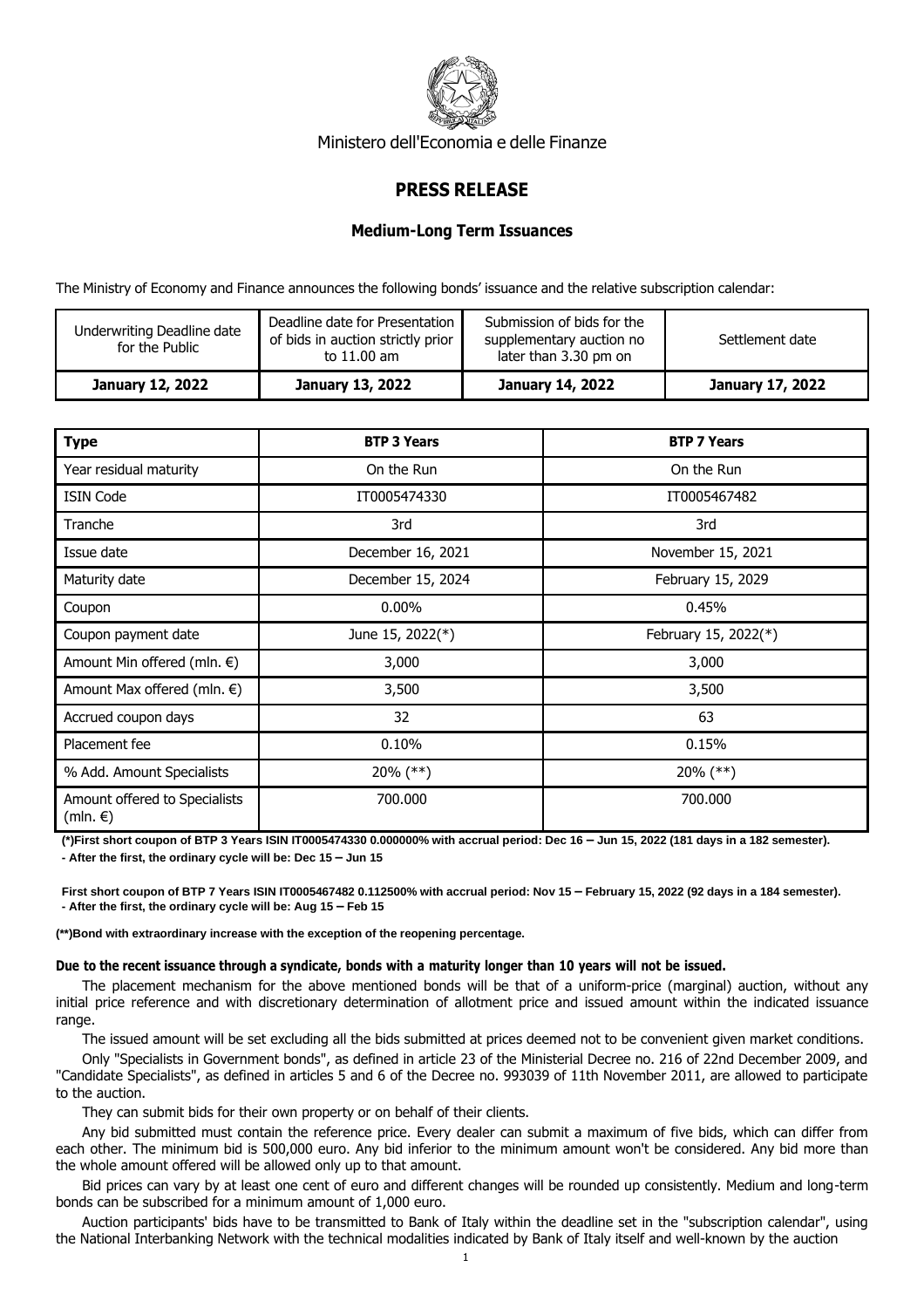Ministero dell'Economia e delle Finanze

# PRESS RELEASE

## Medium-Long Term Issuances

The Ministry of Economy and Finance announces the following bonds' issuance and the relative subscription calendar:

| Underwriting Deadline date for the Public | Deadline date for Presentation of bids in auction strictly prior to 11.00 am | Submission of bids for the supplementary auction no later than 3.30 pm on | Settlement date |
|---|---|---|---|
| **January 12, 2022** | **January 13, 2022** | **January 14, 2022** | **January 17, 2022** |

| **Type** | **BTP 3 Years** | **BTP 7 Years** |
|---|---|---|
| Year residual maturity | On the Run | On the Run |
| ISIN Code | IT0005474330 | IT0005467482 |
| Tranche | 3rd | 3rd |
| Issue date | December 16, 2021 | November 15, 2021 |
| Maturity date | December 15, 2024 | February 15, 2029 |
| Coupon | 0.00% | 0.45% |
| Coupon payment date | June 15, 2022(*) | February 15, 2022(*) |
| Amount Min offered (mln. €) | 3,000 | 3,000 |
| Amount Max offered (mln. €) | 3,500 | 3,500 |
| Accrued coupon days | 32 | 63 |
| Placement fee | 0.10% | 0.15% |
| % Add. Amount Specialists | 20% (**) | 20% (**) |
| Amount offered to Specialists (mln. €) | 700.000 | 700.000 |

**(*)First short coupon of BTP 3 Years ISIN IT0005474330 0.000000% with accrual period: Dec 16 – Jun 15, 2022 (181 days in a 182 semester).**
**- After the first, the ordinary cycle will be: Dec 15 – Jun 15**

**First short coupon of BTP 7 Years ISIN IT0005467482 0.112500% with accrual period: Nov 15 – February 15, 2022 (92 days in a 184 semester).**
**- After the first, the ordinary cycle will be: Aug 15 – Feb 15**

**(**)Bond with extraordinary increase with the exception of the reopening percentage.**

**Due to the recent issuance through a syndicate, bonds with a maturity longer than 10 years will not be issued.**

The placement mechanism for the above mentioned bonds will be that of a uniform-price (marginal) auction, without any initial price reference and with discretionary determination of allotment price and issued amount within the indicated issuance range.

The issued amount will be set excluding all the bids submitted at prices deemed not to be convenient given market conditions.

Only "Specialists in Government bonds", as defined in article 23 of the Ministerial Decree no. 216 of 22nd December 2009, and "Candidate Specialists", as defined in articles 5 and 6 of the Decree no. 993039 of 11th November 2011, are allowed to participate to the auction.

They can submit bids for their own property or on behalf of their clients.

Any bid submitted must contain the reference price. Every dealer can submit a maximum of five bids, which can differ from each other. The minimum bid is 500,000 euro. Any bid inferior to the minimum amount won't be considered. Any bid more than the whole amount offered will be allowed only up to that amount.

Bid prices can vary by at least one cent of euro and different changes will be rounded up consistently. Medium and long-term bonds can be subscribed for a minimum amount of 1,000 euro.

Auction participants' bids have to be transmitted to Bank of Italy within the deadline set in the "subscription calendar", using the National Interbanking Network with the technical modalities indicated by Bank of Italy itself and well-known by the auction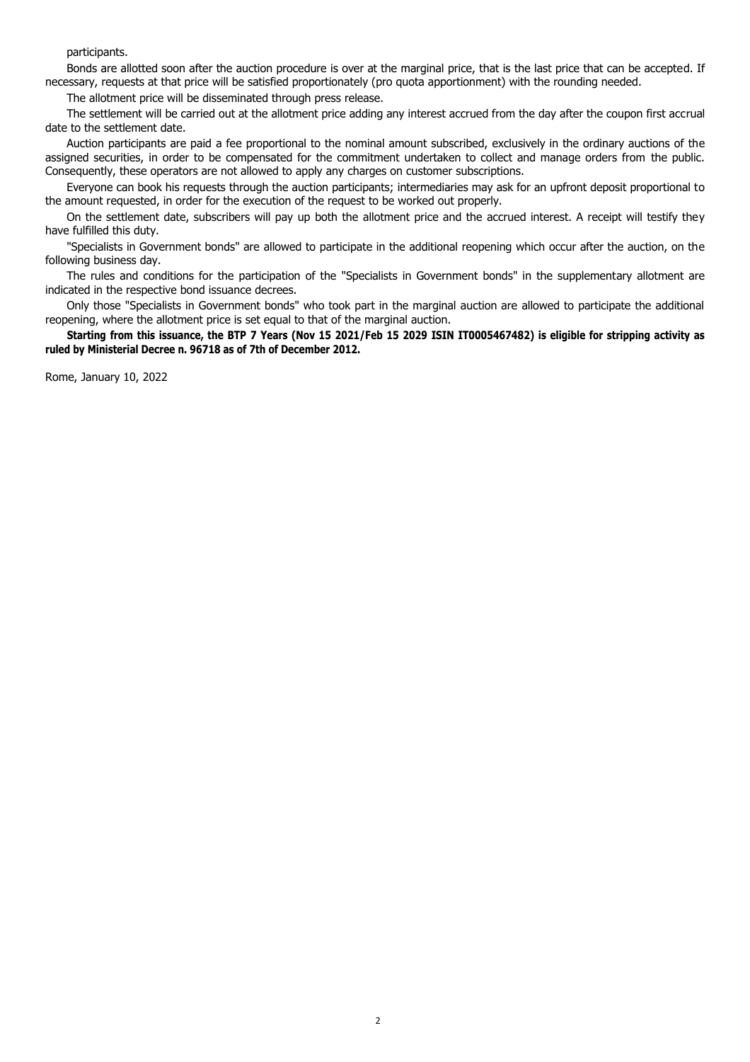participants.

Bonds are allotted soon after the auction procedure is over at the marginal price, that is the last price that can be accepted. If necessary, requests at that price will be satisfied proportionately (pro quota apportionment) with the rounding needed.

The allotment price will be disseminated through press release.

The settlement will be carried out at the allotment price adding any interest accrued from the day after the coupon first accrual date to the settlement date.

Auction participants are paid a fee proportional to the nominal amount subscribed, exclusively in the ordinary auctions of the assigned securities, in order to be compensated for the commitment undertaken to collect and manage orders from the public. Consequently, these operators are not allowed to apply any charges on customer subscriptions.

Everyone can book his requests through the auction participants; intermediaries may ask for an upfront deposit proportional to the amount requested, in order for the execution of the request to be worked out properly.

On the settlement date, subscribers will pay up both the allotment price and the accrued interest. A receipt will testify they have fulfilled this duty.

"Specialists in Government bonds" are allowed to participate in the additional reopening which occur after the auction, on the following business day.

The rules and conditions for the participation of the "Specialists in Government bonds" in the supplementary allotment are indicated in the respective bond issuance decrees.

Only those "Specialists in Government bonds" who took part in the marginal auction are allowed to participate the additional reopening, where the allotment price is set equal to that of the marginal auction.

**Starting from this issuance, the BTP 7 Years (Nov 15 2021/Feb 15 2029 ISIN IT0005467482) is eligible for stripping activity as ruled by Ministerial Decree n. 96718 as of 7th of December 2012.**

Rome, January 10, 2022